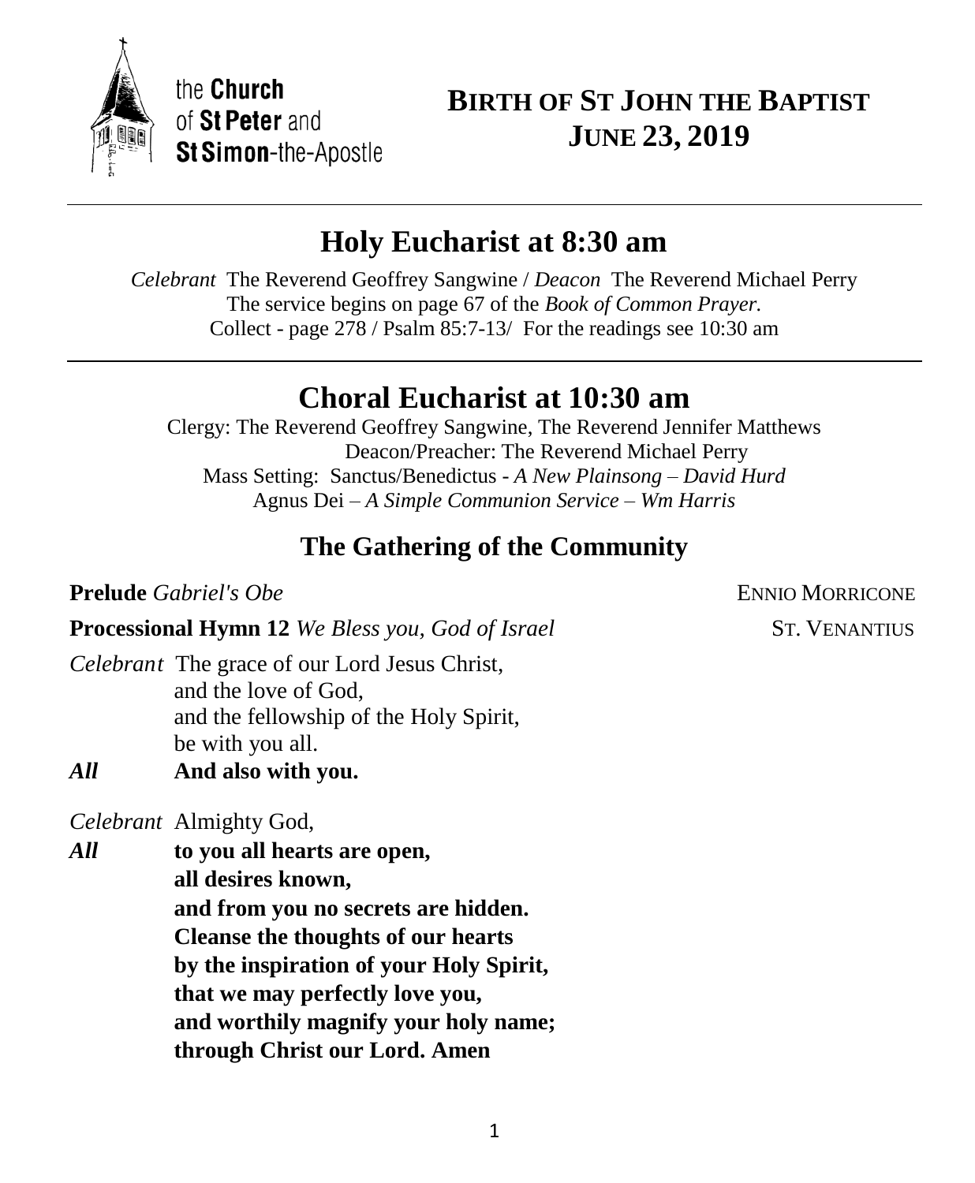the **Church** of **St Peter** and **St Simon**-the-Apostle

# BIRTH OF ST JOHN THE BAPTIST
# JUNE 23, 2019

---

## Holy Eucharist at 8:30 am

*Celebrant* The Reverend Geoffrey Sangwine / *Deacon* The Reverend Michael Perry
The service begins on page 67 of the *Book of Common Prayer.*
Collect - page 278 / Psalm 85:7-13/ For the readings see 10:30 am

---

## Choral Eucharist at 10:30 am

Clergy: The Reverend Geoffrey Sangwine, The Reverend Jennifer Matthews
Deacon/Preacher: The Reverend Michael Perry
Mass Setting: Sanctus/Benedictus - *A New Plainsong – David Hurd*
Agnus Dei – *A Simple Communion Service – Wm Harris*

### The Gathering of the Community

**Prelude** *Gabriel's Obe* ENNIO MORRICONE

**Processional Hymn 12** *We Bless you, God of Israel* ST. VENANTIUS

*Celebrant* The grace of our Lord Jesus Christ,
and the love of God,
and the fellowship of the Holy Spirit,
be with you all.

***All*** **And also with you.**

*Celebrant* Almighty God,

***All*** **to you all hearts are open,**
**all desires known,**
**and from you no secrets are hidden.**
**Cleanse the thoughts of our hearts**
**by the inspiration of your Holy Spirit,**
**that we may perfectly love you,**
**and worthily magnify your holy name;**
**through Christ our Lord. Amen**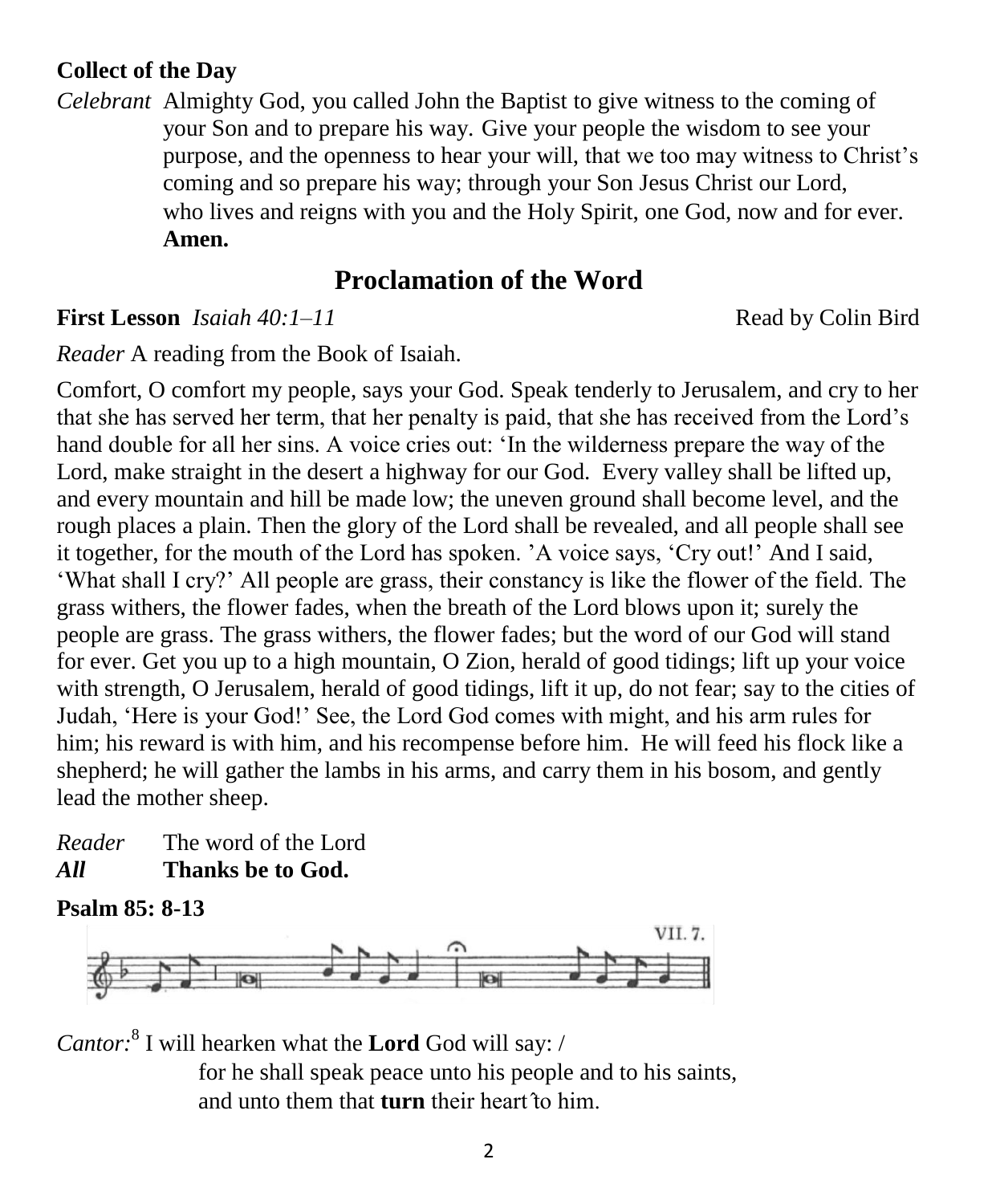**Collect of the Day**

*Celebrant* Almighty God, you called John the Baptist to give witness to the coming of your Son and to prepare his way. Give your people the wisdom to see your purpose, and the openness to hear your will, that we too may witness to Christ's coming and so prepare his way; through your Son Jesus Christ our Lord, who lives and reigns with you and the Holy Spirit, one God, now and for ever. **Amen.**

## Proclamation of the Word

**First Lesson** *Isaiah 40:1–11* Read by Colin Bird

*Reader* A reading from the Book of Isaiah.

Comfort, O comfort my people, says your God. Speak tenderly to Jerusalem, and cry to her that she has served her term, that her penalty is paid, that she has received from the Lord's hand double for all her sins. A voice cries out: 'In the wilderness prepare the way of the Lord, make straight in the desert a highway for our God. Every valley shall be lifted up, and every mountain and hill be made low; the uneven ground shall become level, and the rough places a plain. Then the glory of the Lord shall be revealed, and all people shall see it together, for the mouth of the Lord has spoken. 'A voice says, 'Cry out!' And I said, 'What shall I cry?' All people are grass, their constancy is like the flower of the field. The grass withers, the flower fades, when the breath of the Lord blows upon it; surely the people are grass. The grass withers, the flower fades; but the word of our God will stand for ever. Get you up to a high mountain, O Zion, herald of good tidings; lift up your voice with strength, O Jerusalem, herald of good tidings, lift it up, do not fear; say to the cities of Judah, 'Here is your God!' See, the Lord God comes with might, and his arm rules for him; his reward is with him, and his recompense before him. He will feed his flock like a shepherd; he will gather the lambs in his arms, and carry them in his bosom, and gently lead the mother sheep.

*Reader* The word of the Lord
***All*** **Thanks be to God.**

**Psalm 85: 8-13**

VII. 7.

*Cantor:*[8] I will hearken what the **Lord** God will say: /
for he shall speak peace unto his people and to his saints,
and unto them that **turn** their heart ̂to him.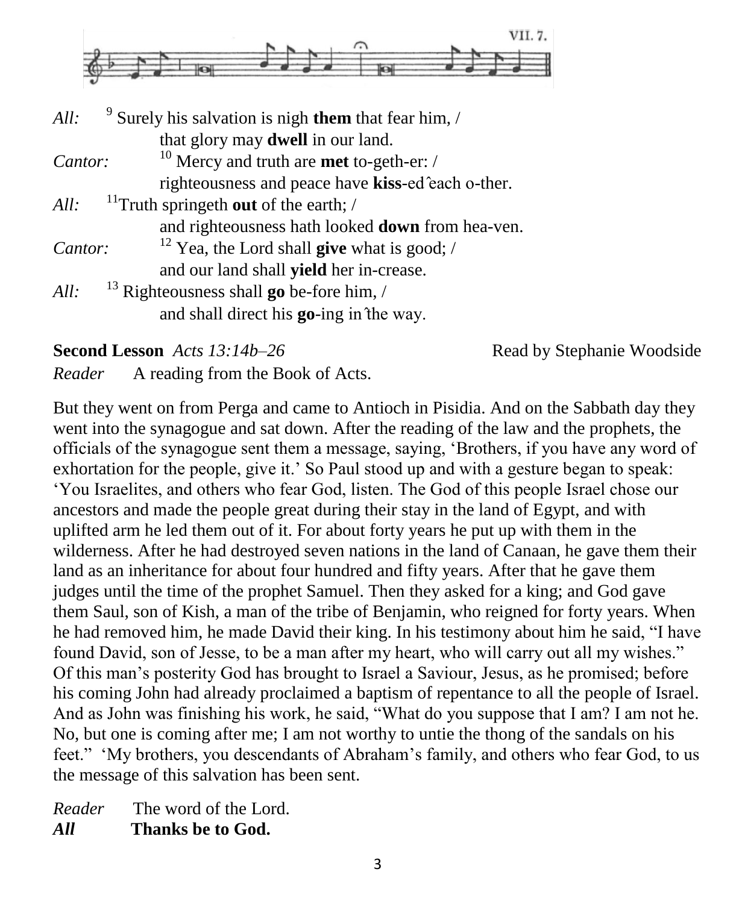VII. 7.

*All:* [9] Surely his salvation is nigh **them** that fear him, /
that glory may **dwell** in our land.

*Cantor:* [10] Mercy and truth are **met** to-geth-er: /
righteousness and peace have **kiss**-ed ˆeach o-ther.

*All:* [11]Truth springeth **out** of the earth; /
and righteousness hath looked **down** from hea-ven.

*Cantor:* [12] Yea, the Lord shall **give** what is good; /
and our land shall **yield** her in-crease.

*All:* [13] Righteousness shall **go** be-fore him, /
and shall direct his **go**-ing inˆthe way.

**Second Lesson** *Acts 13:14b–26* Read by Stephanie Woodside

*Reader* A reading from the Book of Acts.

But they went on from Perga and came to Antioch in Pisidia. And on the Sabbath day they went into the synagogue and sat down. After the reading of the law and the prophets, the officials of the synagogue sent them a message, saying, 'Brothers, if you have any word of exhortation for the people, give it.' So Paul stood up and with a gesture began to speak: 'You Israelites, and others who fear God, listen. The God of this people Israel chose our ancestors and made the people great during their stay in the land of Egypt, and with uplifted arm he led them out of it. For about forty years he put up with them in the wilderness. After he had destroyed seven nations in the land of Canaan, he gave them their land as an inheritance for about four hundred and fifty years. After that he gave them judges until the time of the prophet Samuel. Then they asked for a king; and God gave them Saul, son of Kish, a man of the tribe of Benjamin, who reigned for forty years. When he had removed him, he made David their king. In his testimony about him he said, "I have found David, son of Jesse, to be a man after my heart, who will carry out all my wishes." Of this man's posterity God has brought to Israel a Saviour, Jesus, as he promised; before his coming John had already proclaimed a baptism of repentance to all the people of Israel. And as John was finishing his work, he said, "What do you suppose that I am? I am not he. No, but one is coming after me; I am not worthy to untie the thong of the sandals on his feet." 'My brothers, you descendants of Abraham's family, and others who fear God, to us the message of this salvation has been sent.

*Reader* The word of the Lord.
***All*** **Thanks be to God.**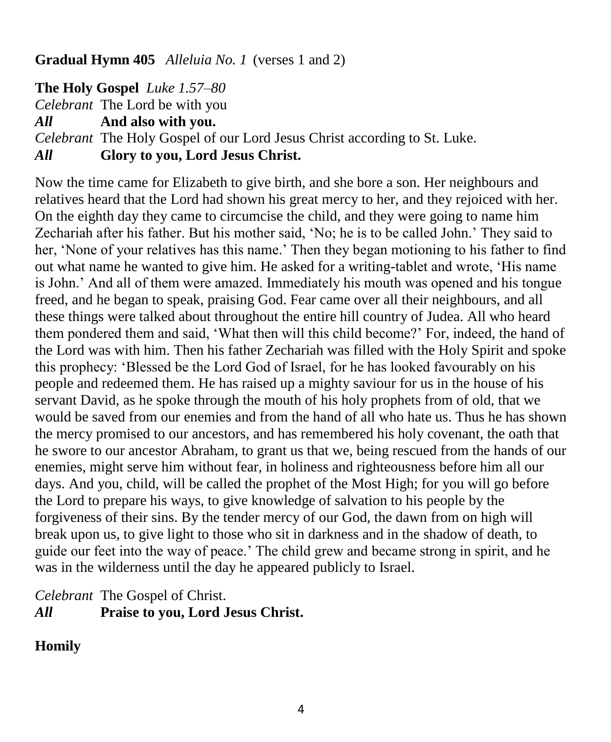**Gradual Hymn 405** *Alleluia No. 1* (verses 1 and 2)

**The Holy Gospel** *Luke 1.57–80*

*Celebrant* The Lord be with you
***All*** **And also with you.**
*Celebrant* The Holy Gospel of our Lord Jesus Christ according to St. Luke.
***All*** **Glory to you, Lord Jesus Christ.**

Now the time came for Elizabeth to give birth, and she bore a son. Her neighbours and relatives heard that the Lord had shown his great mercy to her, and they rejoiced with her. On the eighth day they came to circumcise the child, and they were going to name him Zechariah after his father. But his mother said, 'No; he is to be called John.' They said to her, 'None of your relatives has this name.' Then they began motioning to his father to find out what name he wanted to give him. He asked for a writing-tablet and wrote, 'His name is John.' And all of them were amazed. Immediately his mouth was opened and his tongue freed, and he began to speak, praising God. Fear came over all their neighbours, and all these things were talked about throughout the entire hill country of Judea. All who heard them pondered them and said, 'What then will this child become?' For, indeed, the hand of the Lord was with him. Then his father Zechariah was filled with the Holy Spirit and spoke this prophecy: 'Blessed be the Lord God of Israel, for he has looked favourably on his people and redeemed them. He has raised up a mighty saviour for us in the house of his servant David, as he spoke through the mouth of his holy prophets from of old, that we would be saved from our enemies and from the hand of all who hate us. Thus he has shown the mercy promised to our ancestors, and has remembered his holy covenant, the oath that he swore to our ancestor Abraham, to grant us that we, being rescued from the hands of our enemies, might serve him without fear, in holiness and righteousness before him all our days. And you, child, will be called the prophet of the Most High; for you will go before the Lord to prepare his ways, to give knowledge of salvation to his people by the forgiveness of their sins. By the tender mercy of our God, the dawn from on high will break upon us, to give light to those who sit in darkness and in the shadow of death, to guide our feet into the way of peace.' The child grew and became strong in spirit, and he was in the wilderness until the day he appeared publicly to Israel.

*Celebrant* The Gospel of Christ.
***All*** **Praise to you, Lord Jesus Christ.**

**Homily**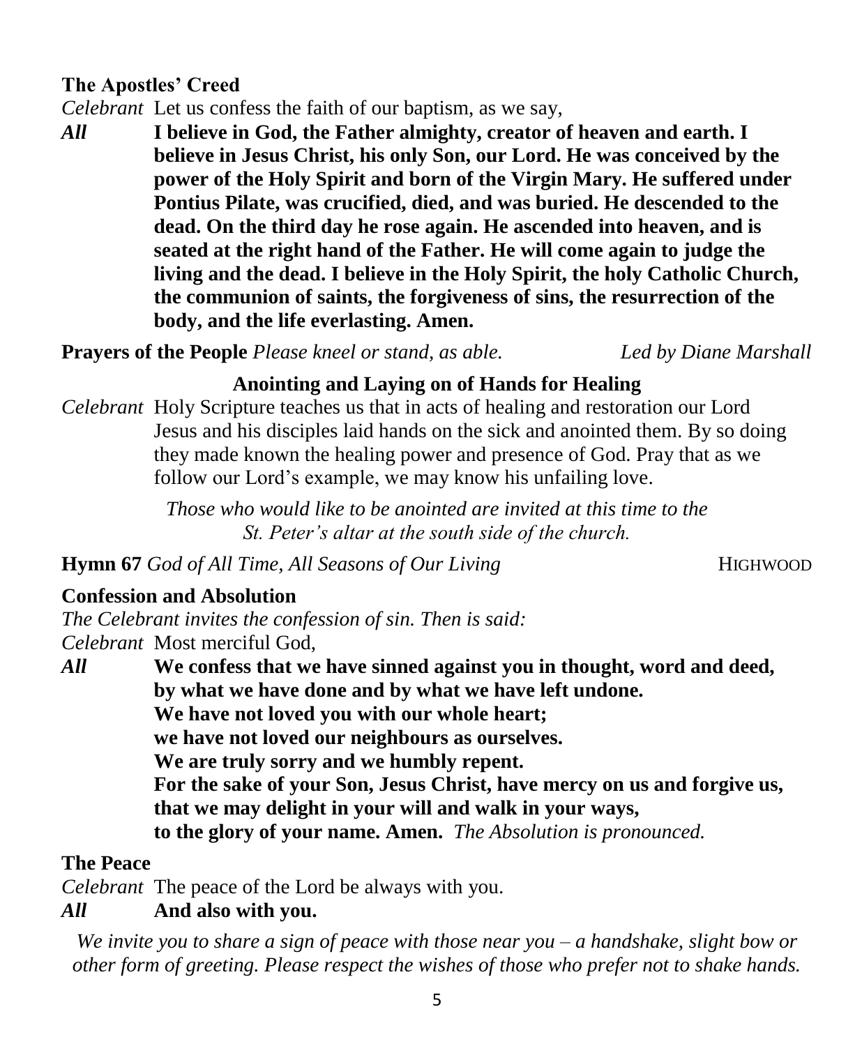**The Apostles' Creed**

*Celebrant* Let us confess the faith of our baptism, as we say,

***All*** **I believe in God, the Father almighty, creator of heaven and earth. I believe in Jesus Christ, his only Son, our Lord. He was conceived by the power of the Holy Spirit and born of the Virgin Mary. He suffered under Pontius Pilate, was crucified, died, and was buried. He descended to the dead. On the third day he rose again. He ascended into heaven, and is seated at the right hand of the Father. He will come again to judge the living and the dead. I believe in the Holy Spirit, the holy Catholic Church, the communion of saints, the forgiveness of sins, the resurrection of the body, and the life everlasting. Amen.**

**Prayers of the People** *Please kneel or stand, as able.* *Led by Diane Marshall*

**Anointing and Laying on of Hands for Healing**

*Celebrant* Holy Scripture teaches us that in acts of healing and restoration our Lord Jesus and his disciples laid hands on the sick and anointed them. By so doing they made known the healing power and presence of God. Pray that as we follow our Lord's example, we may know his unfailing love.

*Those who would like to be anointed are invited at this time to the St. Peter's altar at the south side of the church.*

**Hymn 67** *God of All Time, All Seasons of Our Living* HIGHWOOD

**Confession and Absolution**

*The Celebrant invites the confession of sin. Then is said:*

*Celebrant* Most merciful God,

***All*** **We confess that we have sinned against you in thought, word and deed,**
**by what we have done and by what we have left undone.**
**We have not loved you with our whole heart;**
**we have not loved our neighbours as ourselves.**
**We are truly sorry and we humbly repent.**
**For the sake of your Son, Jesus Christ, have mercy on us and forgive us,**
**that we may delight in your will and walk in your ways,**
**to the glory of your name. Amen.** *The Absolution is pronounced.*

**The Peace**

*Celebrant* The peace of the Lord be always with you.

***All*** **And also with you.**

*We invite you to share a sign of peace with those near you – a handshake, slight bow or other form of greeting. Please respect the wishes of those who prefer not to shake hands.*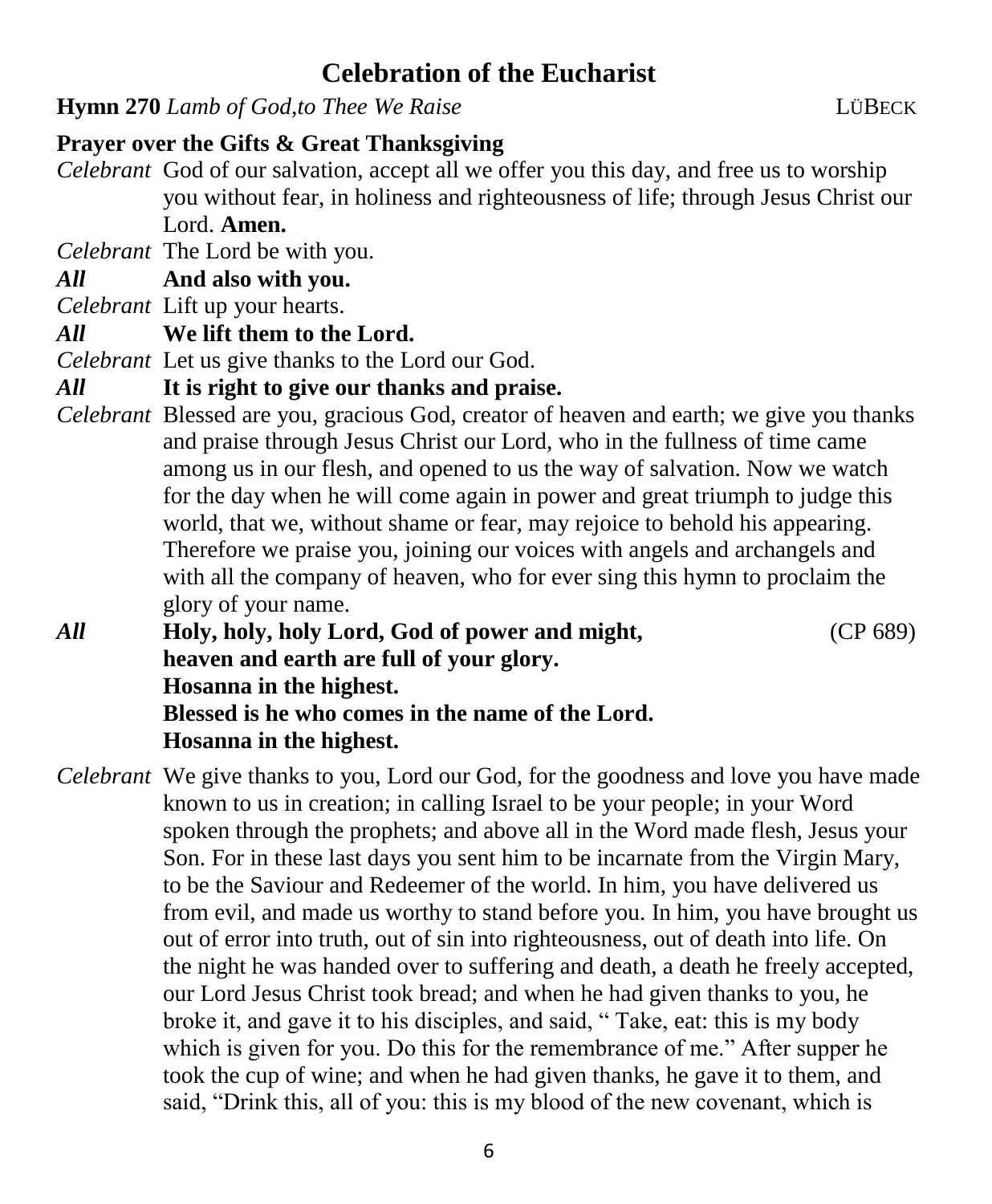## Celebration of the Eucharist

**Hymn 270** *Lamb of God,to Thee We Raise* LÜBECK

**Prayer over the Gifts & Great Thanksgiving**

*Celebrant* God of our salvation, accept all we offer you this day, and free us to worship you without fear, in holiness and righteousness of life; through Jesus Christ our Lord. **Amen.**

*Celebrant* The Lord be with you.

***All*** **And also with you.**

*Celebrant* Lift up your hearts.

***All*** **We lift them to the Lord.**

*Celebrant* Let us give thanks to the Lord our God.

***All*** **It is right to give our thanks and praise.**

*Celebrant* Blessed are you, gracious God, creator of heaven and earth; we give you thanks and praise through Jesus Christ our Lord, who in the fullness of time came among us in our flesh, and opened to us the way of salvation. Now we watch for the day when he will come again in power and great triumph to judge this world, that we, without shame or fear, may rejoice to behold his appearing. Therefore we praise you, joining our voices with angels and archangels and with all the company of heaven, who for ever sing this hymn to proclaim the glory of your name.

***All*** **Holy, holy, holy Lord, God of power and might,** (CP 689)
**heaven and earth are full of your glory.**
**Hosanna in the highest.**
**Blessed is he who comes in the name of the Lord.**
**Hosanna in the highest.**

*Celebrant* We give thanks to you, Lord our God, for the goodness and love you have made known to us in creation; in calling Israel to be your people; in your Word spoken through the prophets; and above all in the Word made flesh, Jesus your Son. For in these last days you sent him to be incarnate from the Virgin Mary, to be the Saviour and Redeemer of the world. In him, you have delivered us from evil, and made us worthy to stand before you. In him, you have brought us out of error into truth, out of sin into righteousness, out of death into life. On the night he was handed over to suffering and death, a death he freely accepted, our Lord Jesus Christ took bread; and when he had given thanks to you, he broke it, and gave it to his disciples, and said, " Take, eat: this is my body which is given for you. Do this for the remembrance of me." After supper he took the cup of wine; and when he had given thanks, he gave it to them, and said, "Drink this, all of you: this is my blood of the new covenant, which is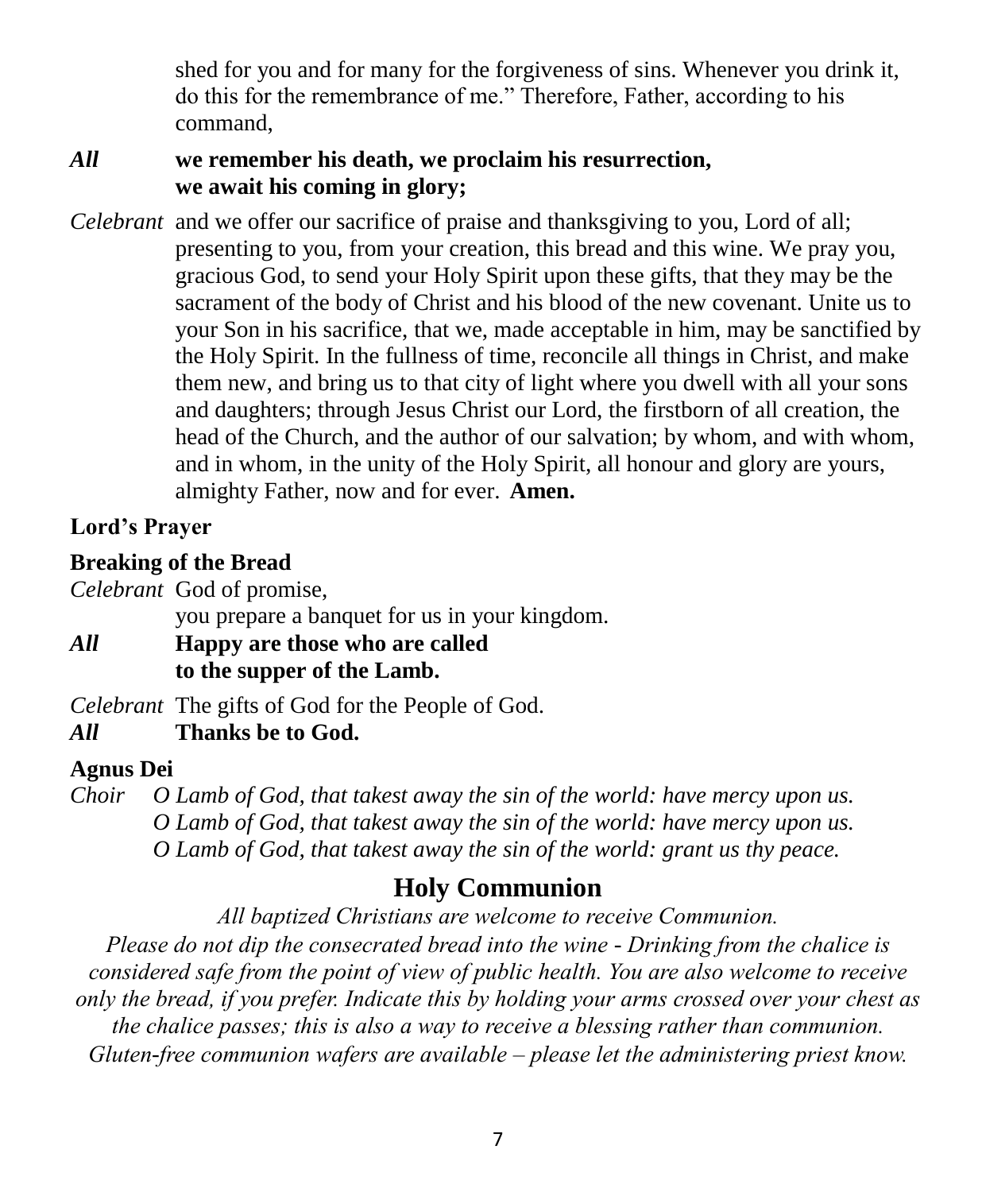shed for you and for many for the forgiveness of sins. Whenever you drink it, do this for the remembrance of me." Therefore, Father, according to his command,

***All*** **we remember his death, we proclaim his resurrection,**
**we await his coming in glory;**

*Celebrant* and we offer our sacrifice of praise and thanksgiving to you, Lord of all; presenting to you, from your creation, this bread and this wine. We pray you, gracious God, to send your Holy Spirit upon these gifts, that they may be the sacrament of the body of Christ and his blood of the new covenant. Unite us to your Son in his sacrifice, that we, made acceptable in him, may be sanctified by the Holy Spirit. In the fullness of time, reconcile all things in Christ, and make them new, and bring us to that city of light where you dwell with all your sons and daughters; through Jesus Christ our Lord, the firstborn of all creation, the head of the Church, and the author of our salvation; by whom, and with whom, and in whom, in the unity of the Holy Spirit, all honour and glory are yours, almighty Father, now and for ever. **Amen.**

**Lord's Prayer**

**Breaking of the Bread**

*Celebrant* God of promise,
you prepare a banquet for us in your kingdom.

***All*** **Happy are those who are called**
**to the supper of the Lamb.**

*Celebrant* The gifts of God for the People of God.

***All*** **Thanks be to God.**

**Agnus Dei**

*Choir* *O Lamb of God, that takest away the sin of the world: have mercy upon us.*
*O Lamb of God, that takest away the sin of the world: have mercy upon us.*
*O Lamb of God, that takest away the sin of the world: grant us thy peace.*

## Holy Communion

*All baptized Christians are welcome to receive Communion.*
*Please do not dip the consecrated bread into the wine - Drinking from the chalice is considered safe from the point of view of public health. You are also welcome to receive only the bread, if you prefer. Indicate this by holding your arms crossed over your chest as the chalice passes; this is also a way to receive a blessing rather than communion. Gluten-free communion wafers are available – please let the administering priest know.*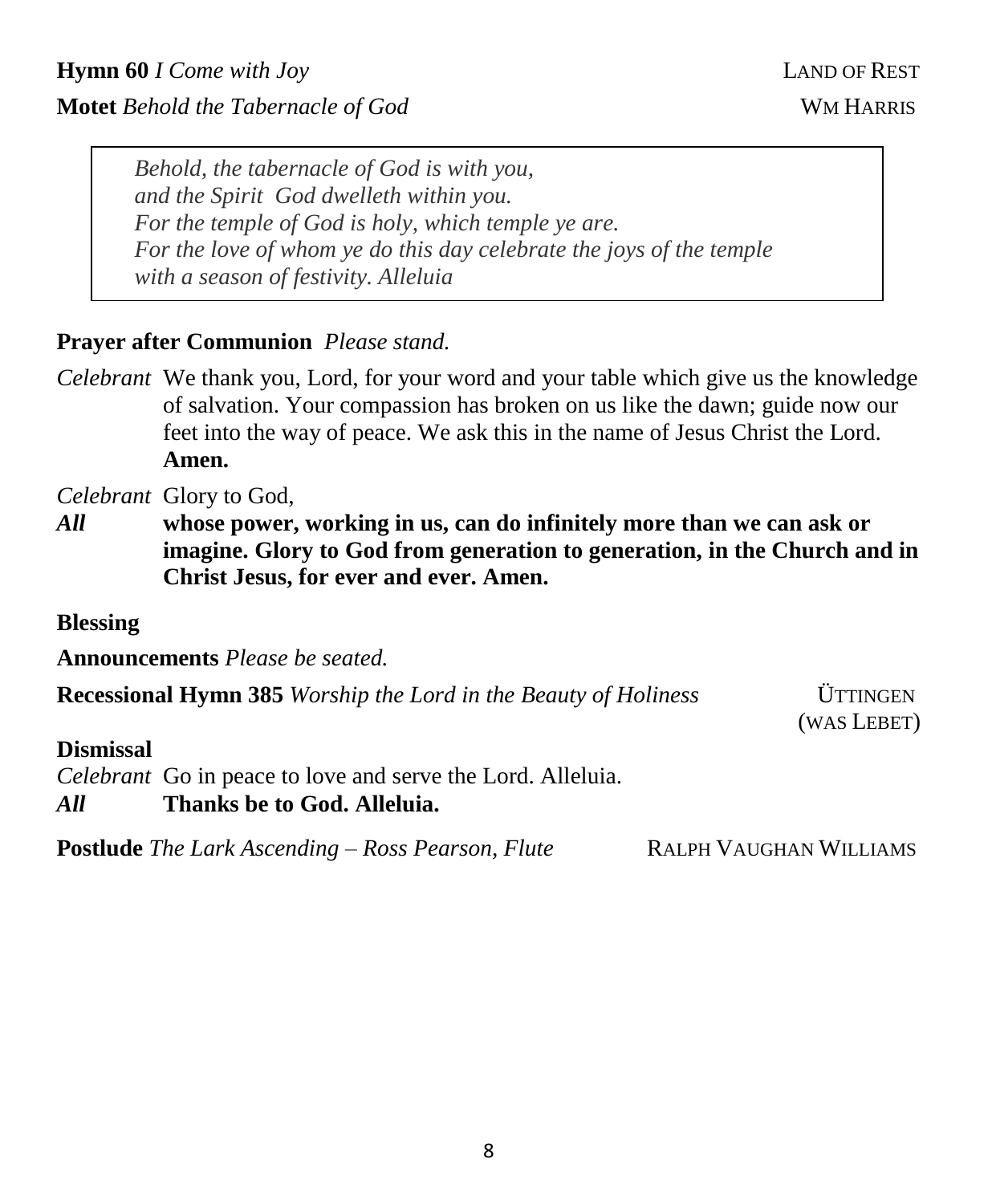**Hymn 60** *I Come with Joy* LAND OF REST

**Motet** *Behold the Tabernacle of God* WM HARRIS

> *Behold, the tabernacle of God is with you,*
> *and the Spirit God dwelleth within you.*
> *For the temple of God is holy, which temple ye are.*
> *For the love of whom ye do this day celebrate the joys of the temple*
> *with a season of festivity. Alleluia*

**Prayer after Communion** *Please stand.*

*Celebrant* We thank you, Lord, for your word and your table which give us the knowledge of salvation. Your compassion has broken on us like the dawn; guide now our feet into the way of peace. We ask this in the name of Jesus Christ the Lord. **Amen.**

*Celebrant* Glory to God,

***All*** **whose power, working in us, can do infinitely more than we can ask or imagine. Glory to God from generation to generation, in the Church and in Christ Jesus, for ever and ever. Amen.**

**Blessing**

**Announcements** *Please be seated.*

**Recessional Hymn 385** *Worship the Lord in the Beauty of Holiness* ÜTTINGEN (WAS LEBET)

**Dismissal**

*Celebrant* Go in peace to love and serve the Lord. Alleluia.

***All*** **Thanks be to God. Alleluia.**

**Postlude** *The Lark Ascending – Ross Pearson, Flute* RALPH VAUGHAN WILLIAMS